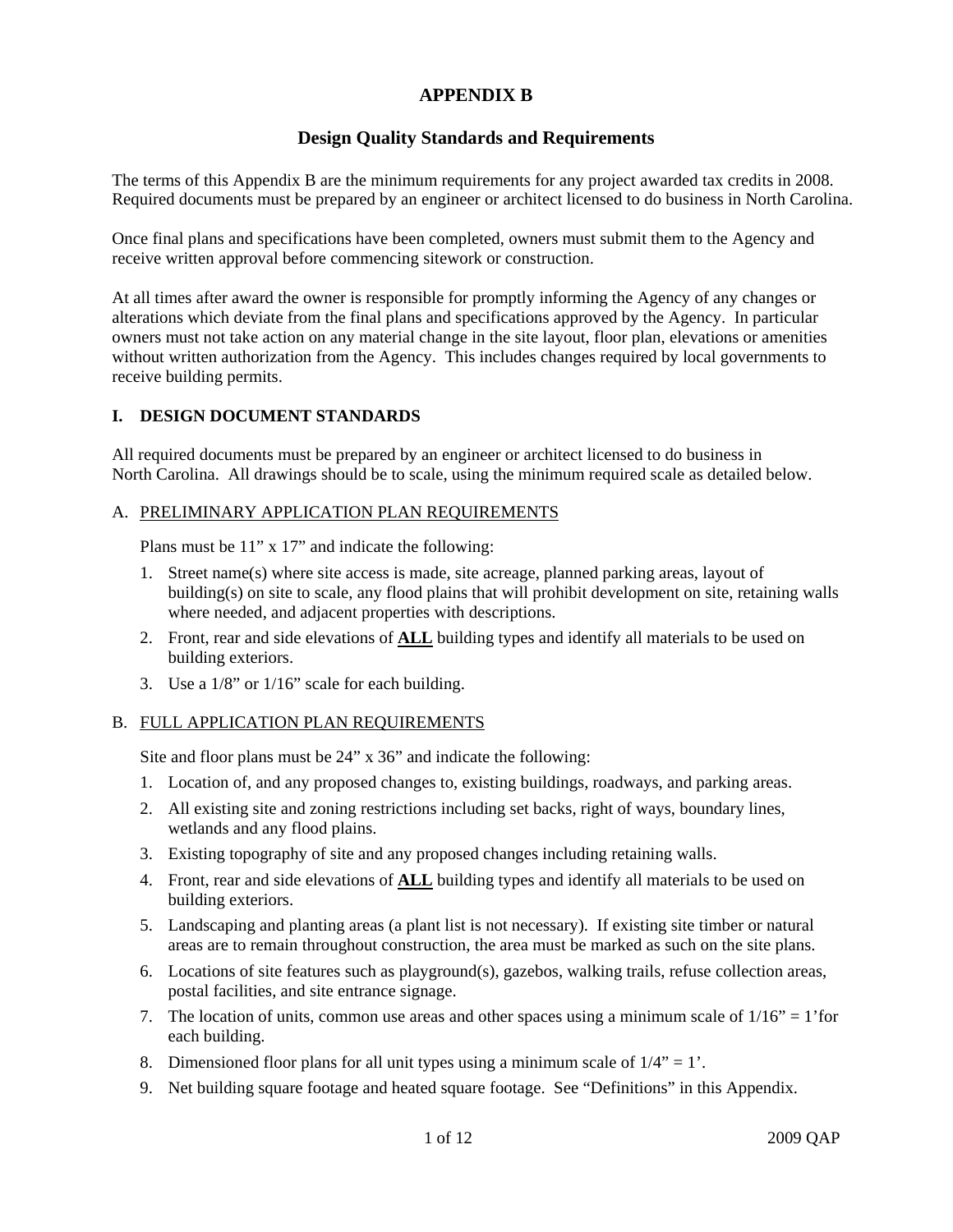# APPENDIX B

## Design Quality Standards and Requirements

The terms of this Appendix B are the minimum requirements for any project awarded tax credits in 2008. Required documents must be prepared by an engineer or architect licensed to do business in North Carolina.

Once final plans and specifications have been completed, owners must submit them to the Agency and receive written approval before commencing sitework or construction.

At all times after award the owner is responsible for promptly informing the Agency of any changes or alterations which deviate from the final plans and specifications approved by the Agency. In particular owners must not take action on any material change in the site layout, floor plan, elevations or amenities without written authorization from the Agency. This includes changes required by local governments to receive building permits.

### I. DESIGN DOCUMENT STANDARDS

All required documents must be prepared by an engineer or architect licensed to do business in North Carolina. All drawings should be to scale, using the minimum required scale as detailed below.

#### A. PRELIMINARY APPLICATION PLAN REQUIREMENTS

Plans must be 11" x 17" and indicate the following:

1. Street name(s) where site access is made, site acreage, planned parking areas, layout of building(s) on site to scale, any flood plains that will prohibit development on site, retaining walls where needed, and adjacent properties with descriptions.
2. Front, rear and side elevations of **ALL** building types and identify all materials to be used on building exteriors.
3. Use a 1/8" or 1/16" scale for each building.

#### B. FULL APPLICATION PLAN REQUIREMENTS

Site and floor plans must be 24" x 36" and indicate the following:

1. Location of, and any proposed changes to, existing buildings, roadways, and parking areas.
2. All existing site and zoning restrictions including set backs, right of ways, boundary lines, wetlands and any flood plains.
3. Existing topography of site and any proposed changes including retaining walls.
4. Front, rear and side elevations of **ALL** building types and identify all materials to be used on building exteriors.
5. Landscaping and planting areas (a plant list is not necessary). If existing site timber or natural areas are to remain throughout construction, the area must be marked as such on the site plans.
6. Locations of site features such as playground(s), gazebos, walking trails, refuse collection areas, postal facilities, and site entrance signage.
7. The location of units, common use areas and other spaces using a minimum scale of 1/16" = 1' for each building.
8. Dimensioned floor plans for all unit types using a minimum scale of 1/4" = 1'.
9. Net building square footage and heated square footage. See "Definitions" in this Appendix.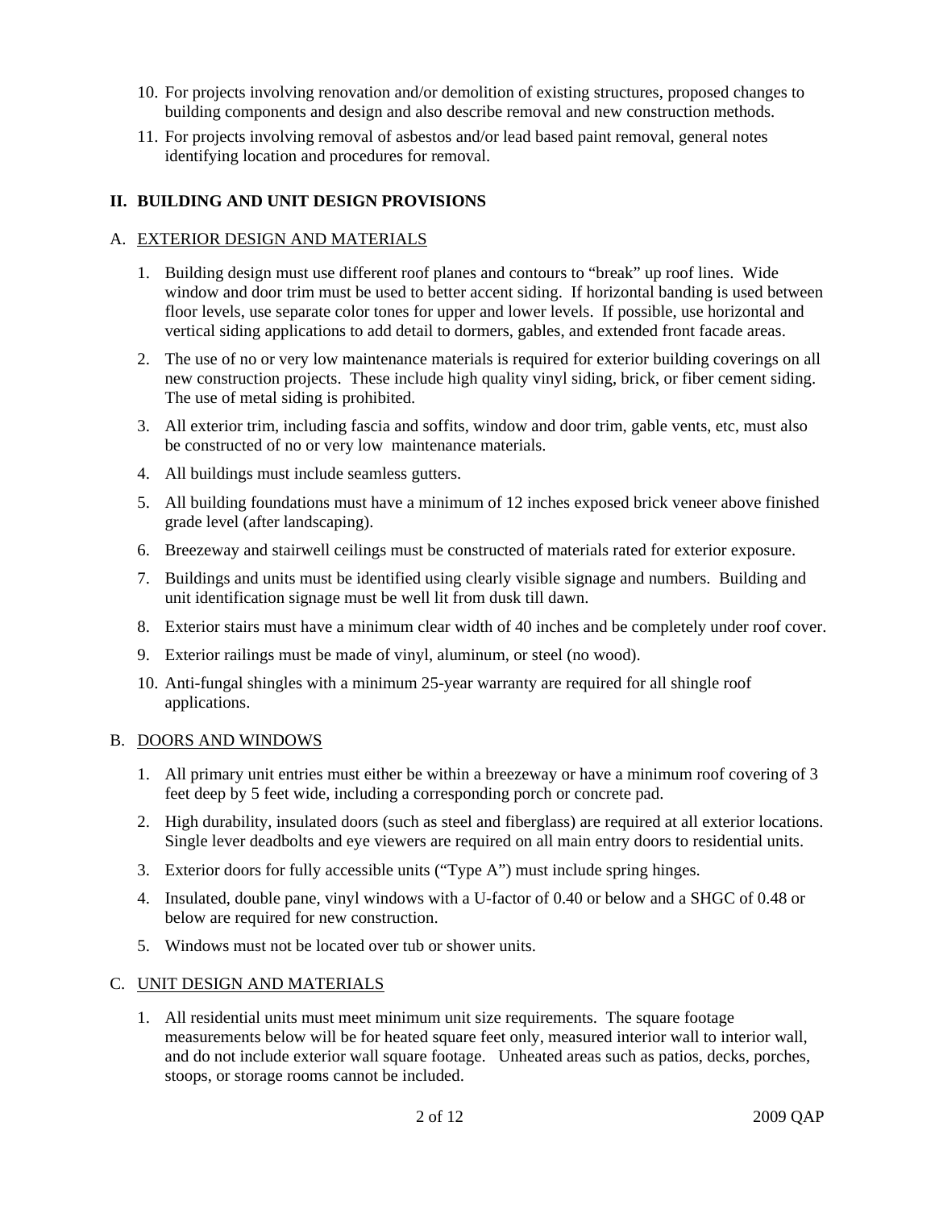10. For projects involving renovation and/or demolition of existing structures, proposed changes to building components and design and also describe removal and new construction methods.
11. For projects involving removal of asbestos and/or lead based paint removal, general notes identifying location and procedures for removal.

## II. BUILDING AND UNIT DESIGN PROVISIONS

### A. EXTERIOR DESIGN AND MATERIALS

1. Building design must use different roof planes and contours to "break" up roof lines. Wide window and door trim must be used to better accent siding. If horizontal banding is used between floor levels, use separate color tones for upper and lower levels. If possible, use horizontal and vertical siding applications to add detail to dormers, gables, and extended front facade areas.
2. The use of no or very low maintenance materials is required for exterior building coverings on all new construction projects. These include high quality vinyl siding, brick, or fiber cement siding. The use of metal siding is prohibited.
3. All exterior trim, including fascia and soffits, window and door trim, gable vents, etc, must also be constructed of no or very low maintenance materials.
4. All buildings must include seamless gutters.
5. All building foundations must have a minimum of 12 inches exposed brick veneer above finished grade level (after landscaping).
6. Breezeway and stairwell ceilings must be constructed of materials rated for exterior exposure.
7. Buildings and units must be identified using clearly visible signage and numbers. Building and unit identification signage must be well lit from dusk till dawn.
8. Exterior stairs must have a minimum clear width of 40 inches and be completely under roof cover.
9. Exterior railings must be made of vinyl, aluminum, or steel (no wood).
10. Anti-fungal shingles with a minimum 25-year warranty are required for all shingle roof applications.

### B. DOORS AND WINDOWS

1. All primary unit entries must either be within a breezeway or have a minimum roof covering of 3 feet deep by 5 feet wide, including a corresponding porch or concrete pad.
2. High durability, insulated doors (such as steel and fiberglass) are required at all exterior locations. Single lever deadbolts and eye viewers are required on all main entry doors to residential units.
3. Exterior doors for fully accessible units ("Type A") must include spring hinges.
4. Insulated, double pane, vinyl windows with a U-factor of 0.40 or below and a SHGC of 0.48 or below are required for new construction.
5. Windows must not be located over tub or shower units.

### C. UNIT DESIGN AND MATERIALS

1. All residential units must meet minimum unit size requirements. The square footage measurements below will be for heated square feet only, measured interior wall to interior wall, and do not include exterior wall square footage. Unheated areas such as patios, decks, porches, stoops, or storage rooms cannot be included.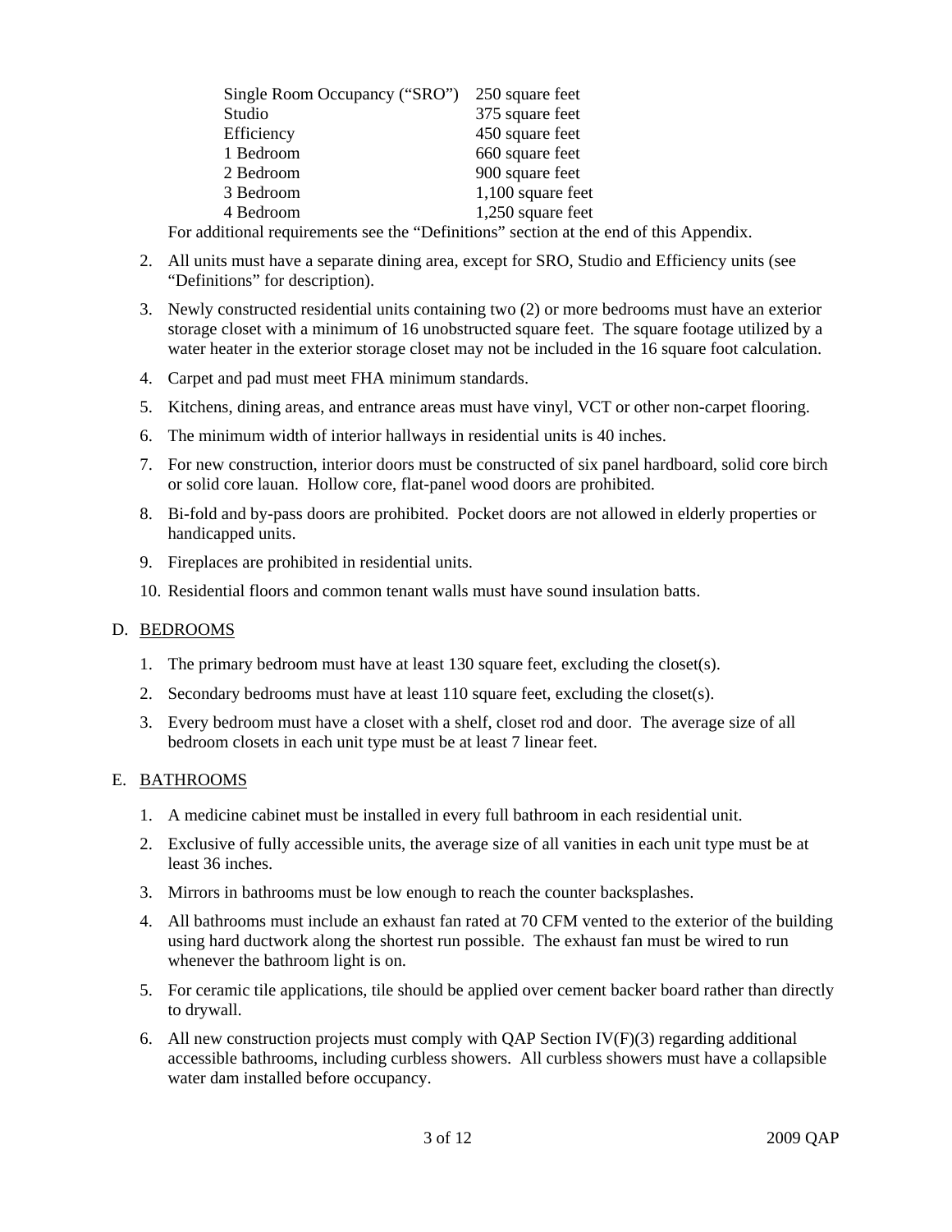| | |
|---|---|
| Single Room Occupancy ("SRO") | 250 square feet |
| Studio | 375 square feet |
| Efficiency | 450 square feet |
| 1 Bedroom | 660 square feet |
| 2 Bedroom | 900 square feet |
| 3 Bedroom | 1,100 square feet |
| 4 Bedroom | 1,250 square feet |

For additional requirements see the "Definitions" section at the end of this Appendix.

2. All units must have a separate dining area, except for SRO, Studio and Efficiency units (see "Definitions" for description).
3. Newly constructed residential units containing two (2) or more bedrooms must have an exterior storage closet with a minimum of 16 unobstructed square feet. The square footage utilized by a water heater in the exterior storage closet may not be included in the 16 square foot calculation.
4. Carpet and pad must meet FHA minimum standards.
5. Kitchens, dining areas, and entrance areas must have vinyl, VCT or other non-carpet flooring.
6. The minimum width of interior hallways in residential units is 40 inches.
7. For new construction, interior doors must be constructed of six panel hardboard, solid core birch or solid core lauan. Hollow core, flat-panel wood doors are prohibited.
8. Bi-fold and by-pass doors are prohibited. Pocket doors are not allowed in elderly properties or handicapped units.
9. Fireplaces are prohibited in residential units.
10. Residential floors and common tenant walls must have sound insulation batts.

D. <u>BEDROOMS</u>

1. The primary bedroom must have at least 130 square feet, excluding the closet(s).
2. Secondary bedrooms must have at least 110 square feet, excluding the closet(s).
3. Every bedroom must have a closet with a shelf, closet rod and door. The average size of all bedroom closets in each unit type must be at least 7 linear feet.

E. <u>BATHROOMS</u>

1. A medicine cabinet must be installed in every full bathroom in each residential unit.
2. Exclusive of fully accessible units, the average size of all vanities in each unit type must be at least 36 inches.
3. Mirrors in bathrooms must be low enough to reach the counter backsplashes.
4. All bathrooms must include an exhaust fan rated at 70 CFM vented to the exterior of the building using hard ductwork along the shortest run possible. The exhaust fan must be wired to run whenever the bathroom light is on.
5. For ceramic tile applications, tile should be applied over cement backer board rather than directly to drywall.
6. All new construction projects must comply with QAP Section IV(F)(3) regarding additional accessible bathrooms, including curbless showers. All curbless showers must have a collapsible water dam installed before occupancy.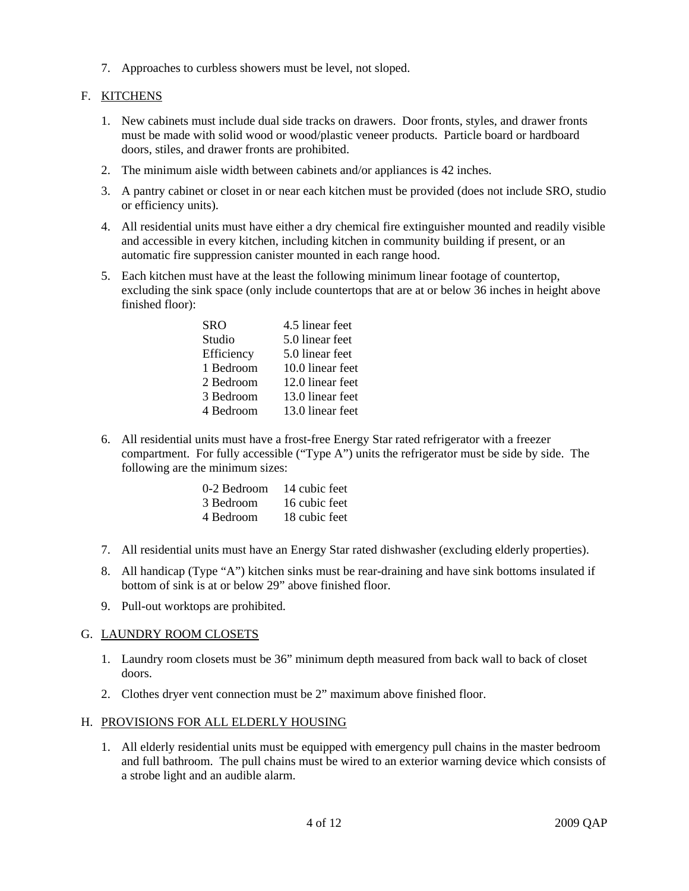7. Approaches to curbless showers must be level, not sloped.

F. KITCHENS

1. New cabinets must include dual side tracks on drawers. Door fronts, styles, and drawer fronts must be made with solid wood or wood/plastic veneer products. Particle board or hardboard doors, stiles, and drawer fronts are prohibited.

2. The minimum aisle width between cabinets and/or appliances is 42 inches.

3. A pantry cabinet or closet in or near each kitchen must be provided (does not include SRO, studio or efficiency units).

4. All residential units must have either a dry chemical fire extinguisher mounted and readily visible and accessible in every kitchen, including kitchen in community building if present, or an automatic fire suppression canister mounted in each range hood.

5. Each kitchen must have at the least the following minimum linear footage of countertop, excluding the sink space (only include countertops that are at or below 36 inches in height above finished floor):

| | |
|---|---|
| SRO | 4.5 linear feet |
| Studio | 5.0 linear feet |
| Efficiency | 5.0 linear feet |
| 1 Bedroom | 10.0 linear feet |
| 2 Bedroom | 12.0 linear feet |
| 3 Bedroom | 13.0 linear feet |
| 4 Bedroom | 13.0 linear feet |

6. All residential units must have a frost-free Energy Star rated refrigerator with a freezer compartment. For fully accessible ("Type A") units the refrigerator must be side by side. The following are the minimum sizes:

| | |
|---|---|
| 0-2 Bedroom | 14 cubic feet |
| 3 Bedroom | 16 cubic feet |
| 4 Bedroom | 18 cubic feet |

7. All residential units must have an Energy Star rated dishwasher (excluding elderly properties).

8. All handicap (Type "A") kitchen sinks must be rear-draining and have sink bottoms insulated if bottom of sink is at or below 29" above finished floor.

9. Pull-out worktops are prohibited.

G. LAUNDRY ROOM CLOSETS

1. Laundry room closets must be 36" minimum depth measured from back wall to back of closet doors.

2. Clothes dryer vent connection must be 2" maximum above finished floor.

H. PROVISIONS FOR ALL ELDERLY HOUSING

1. All elderly residential units must be equipped with emergency pull chains in the master bedroom and full bathroom. The pull chains must be wired to an exterior warning device which consists of a strobe light and an audible alarm.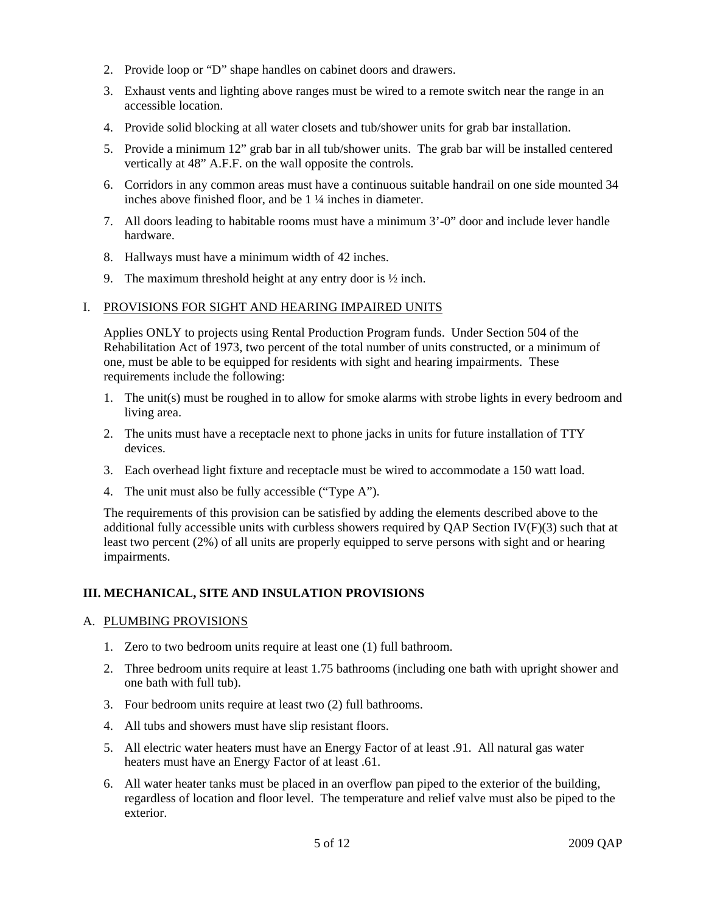2. Provide loop or "D" shape handles on cabinet doors and drawers.
3. Exhaust vents and lighting above ranges must be wired to a remote switch near the range in an accessible location.
4. Provide solid blocking at all water closets and tub/shower units for grab bar installation.
5. Provide a minimum 12" grab bar in all tub/shower units. The grab bar will be installed centered vertically at 48" A.F.F. on the wall opposite the controls.
6. Corridors in any common areas must have a continuous suitable handrail on one side mounted 34 inches above finished floor, and be 1 ¼ inches in diameter.
7. All doors leading to habitable rooms must have a minimum 3'-0" door and include lever handle hardware.
8. Hallways must have a minimum width of 42 inches.
9. The maximum threshold height at any entry door is ½ inch.

I. PROVISIONS FOR SIGHT AND HEARING IMPAIRED UNITS

Applies ONLY to projects using Rental Production Program funds. Under Section 504 of the Rehabilitation Act of 1973, two percent of the total number of units constructed, or a minimum of one, must be able to be equipped for residents with sight and hearing impairments. These requirements include the following:

1. The unit(s) must be roughed in to allow for smoke alarms with strobe lights in every bedroom and living area.
2. The units must have a receptacle next to phone jacks in units for future installation of TTY devices.
3. Each overhead light fixture and receptacle must be wired to accommodate a 150 watt load.
4. The unit must also be fully accessible ("Type A").

The requirements of this provision can be satisfied by adding the elements described above to the additional fully accessible units with curbless showers required by QAP Section IV(F)(3) such that at least two percent (2%) of all units are properly equipped to serve persons with sight and or hearing impairments.

## III. MECHANICAL, SITE AND INSULATION PROVISIONS

A. PLUMBING PROVISIONS

1. Zero to two bedroom units require at least one (1) full bathroom.
2. Three bedroom units require at least 1.75 bathrooms (including one bath with upright shower and one bath with full tub).
3. Four bedroom units require at least two (2) full bathrooms.
4. All tubs and showers must have slip resistant floors.
5. All electric water heaters must have an Energy Factor of at least .91. All natural gas water heaters must have an Energy Factor of at least .61.
6. All water heater tanks must be placed in an overflow pan piped to the exterior of the building, regardless of location and floor level. The temperature and relief valve must also be piped to the exterior.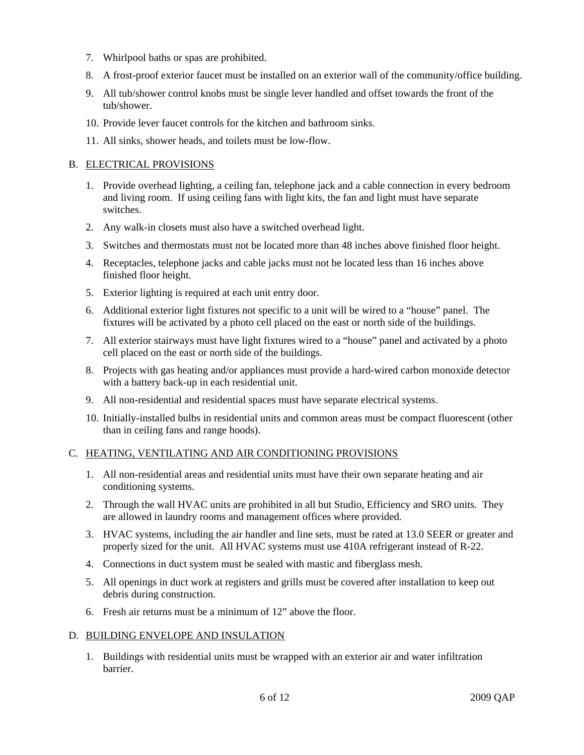7. Whirlpool baths or spas are prohibited.
8. A frost-proof exterior faucet must be installed on an exterior wall of the community/office building.
9. All tub/shower control knobs must be single lever handled and offset towards the front of the tub/shower.
10. Provide lever faucet controls for the kitchen and bathroom sinks.
11. All sinks, shower heads, and toilets must be low-flow.

B. <u>ELECTRICAL PROVISIONS</u>

1. Provide overhead lighting, a ceiling fan, telephone jack and a cable connection in every bedroom and living room. If using ceiling fans with light kits, the fan and light must have separate switches.
2. Any walk-in closets must also have a switched overhead light.
3. Switches and thermostats must not be located more than 48 inches above finished floor height.
4. Receptacles, telephone jacks and cable jacks must not be located less than 16 inches above finished floor height.
5. Exterior lighting is required at each unit entry door.
6. Additional exterior light fixtures not specific to a unit will be wired to a "house" panel. The fixtures will be activated by a photo cell placed on the east or north side of the buildings.
7. All exterior stairways must have light fixtures wired to a "house" panel and activated by a photo cell placed on the east or north side of the buildings.
8. Projects with gas heating and/or appliances must provide a hard-wired carbon monoxide detector with a battery back-up in each residential unit.
9. All non-residential and residential spaces must have separate electrical systems.
10. Initially-installed bulbs in residential units and common areas must be compact fluorescent (other than in ceiling fans and range hoods).

C. <u>HEATING, VENTILATING AND AIR CONDITIONING PROVISIONS</u>

1. All non-residential areas and residential units must have their own separate heating and air conditioning systems.
2. Through the wall HVAC units are prohibited in all but Studio, Efficiency and SRO units. They are allowed in laundry rooms and management offices where provided.
3. HVAC systems, including the air handler and line sets, must be rated at 13.0 SEER or greater and properly sized for the unit. All HVAC systems must use 410A refrigerant instead of R-22.
4. Connections in duct system must be sealed with mastic and fiberglass mesh.
5. All openings in duct work at registers and grills must be covered after installation to keep out debris during construction.
6. Fresh air returns must be a minimum of 12" above the floor.

D. <u>BUILDING ENVELOPE AND INSULATION</u>

1. Buildings with residential units must be wrapped with an exterior air and water infiltration barrier.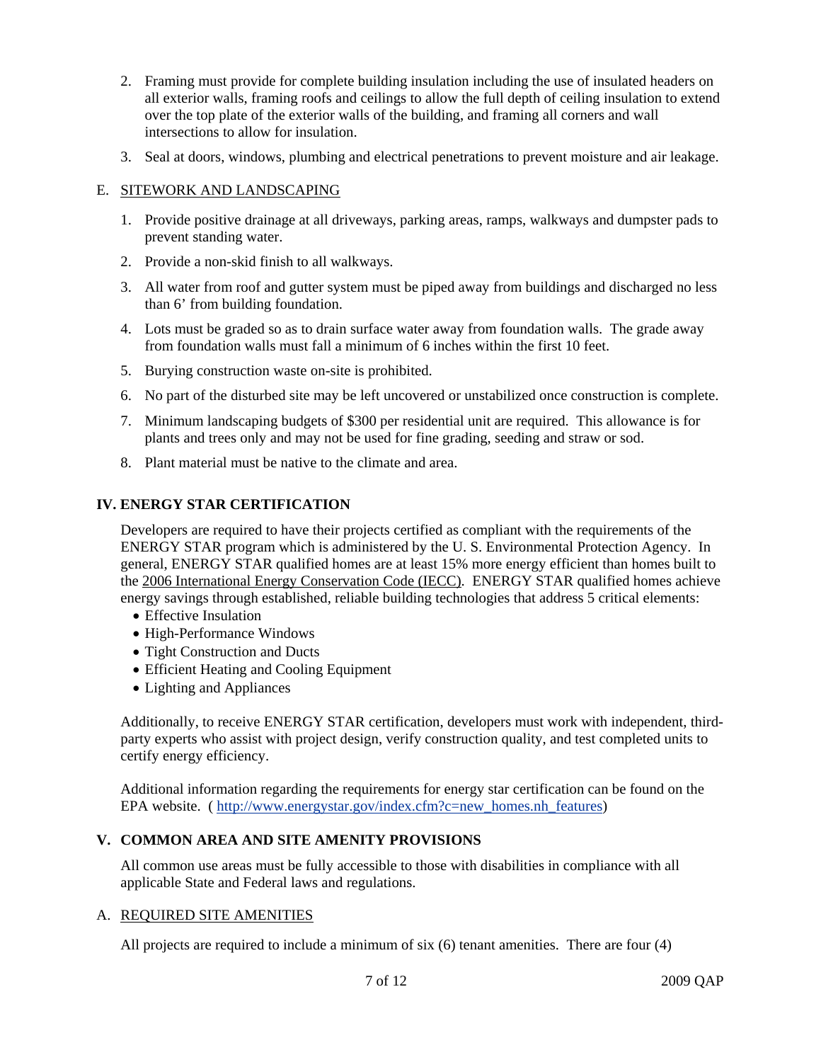2. Framing must provide for complete building insulation including the use of insulated headers on all exterior walls, framing roofs and ceilings to allow the full depth of ceiling insulation to extend over the top plate of the exterior walls of the building, and framing all corners and wall intersections to allow for insulation.
3. Seal at doors, windows, plumbing and electrical penetrations to prevent moisture and air leakage.

E. SITEWORK AND LANDSCAPING

1. Provide positive drainage at all driveways, parking areas, ramps, walkways and dumpster pads to prevent standing water.
2. Provide a non-skid finish to all walkways.
3. All water from roof and gutter system must be piped away from buildings and discharged no less than 6' from building foundation.
4. Lots must be graded so as to drain surface water away from foundation walls. The grade away from foundation walls must fall a minimum of 6 inches within the first 10 feet.
5. Burying construction waste on-site is prohibited.
6. No part of the disturbed site may be left uncovered or unstabilized once construction is complete.
7. Minimum landscaping budgets of $300 per residential unit are required. This allowance is for plants and trees only and may not be used for fine grading, seeding and straw or sod.
8. Plant material must be native to the climate and area.

## IV. ENERGY STAR CERTIFICATION

Developers are required to have their projects certified as compliant with the requirements of the ENERGY STAR program which is administered by the U. S. Environmental Protection Agency. In general, ENERGY STAR qualified homes are at least 15% more energy efficient than homes built to the 2006 International Energy Conservation Code (IECC). ENERGY STAR qualified homes achieve energy savings through established, reliable building technologies that address 5 critical elements:

- Effective Insulation
- High-Performance Windows
- Tight Construction and Ducts
- Efficient Heating and Cooling Equipment
- Lighting and Appliances

Additionally, to receive ENERGY STAR certification, developers must work with independent, third-party experts who assist with project design, verify construction quality, and test completed units to certify energy efficiency.

Additional information regarding the requirements for energy star certification can be found on the EPA website. ( http://www.energystar.gov/index.cfm?c=new_homes.nh_features)

## V. COMMON AREA AND SITE AMENITY PROVISIONS

All common use areas must be fully accessible to those with disabilities in compliance with all applicable State and Federal laws and regulations.

A. REQUIRED SITE AMENITIES

All projects are required to include a minimum of six (6) tenant amenities. There are four (4)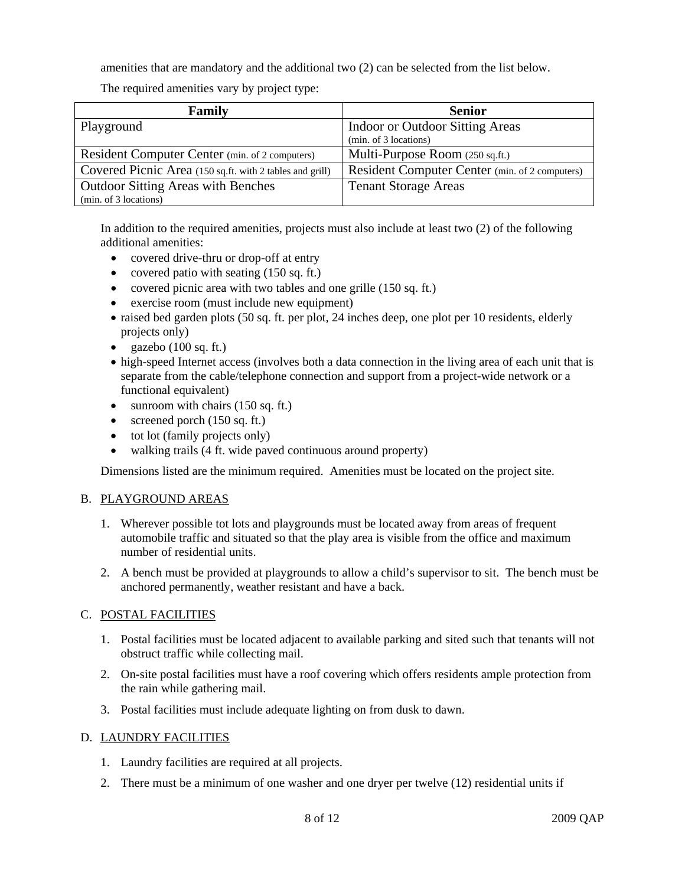amenities that are mandatory and the additional two (2) can be selected from the list below.

The required amenities vary by project type:

| Family | Senior |
|---|---|
| Playground | Indoor or Outdoor Sitting Areas (min. of 3 locations) |
| Resident Computer Center (min. of 2 computers) | Multi-Purpose Room (250 sq.ft.) |
| Covered Picnic Area (150 sq.ft. with 2 tables and grill) | Resident Computer Center (min. of 2 computers) |
| Outdoor Sitting Areas with Benches (min. of 3 locations) | Tenant Storage Areas |

In addition to the required amenities, projects must also include at least two (2) of the following additional amenities:

- covered drive-thru or drop-off at entry
- covered patio with seating (150 sq. ft.)
- covered picnic area with two tables and one grille (150 sq. ft.)
- exercise room (must include new equipment)
- raised bed garden plots (50 sq. ft. per plot, 24 inches deep, one plot per 10 residents, elderly projects only)
- gazebo (100 sq. ft.)
- high-speed Internet access (involves both a data connection in the living area of each unit that is separate from the cable/telephone connection and support from a project-wide network or a functional equivalent)
- sunroom with chairs (150 sq. ft.)
- screened porch (150 sq. ft.)
- tot lot (family projects only)
- walking trails (4 ft. wide paved continuous around property)

Dimensions listed are the minimum required. Amenities must be located on the project site.

B. PLAYGROUND AREAS

1. Wherever possible tot lots and playgrounds must be located away from areas of frequent automobile traffic and situated so that the play area is visible from the office and maximum number of residential units.
2. A bench must be provided at playgrounds to allow a child's supervisor to sit. The bench must be anchored permanently, weather resistant and have a back.

C. POSTAL FACILITIES

1. Postal facilities must be located adjacent to available parking and sited such that tenants will not obstruct traffic while collecting mail.
2. On-site postal facilities must have a roof covering which offers residents ample protection from the rain while gathering mail.
3. Postal facilities must include adequate lighting on from dusk to dawn.

D. LAUNDRY FACILITIES

1. Laundry facilities are required at all projects.
2. There must be a minimum of one washer and one dryer per twelve (12) residential units if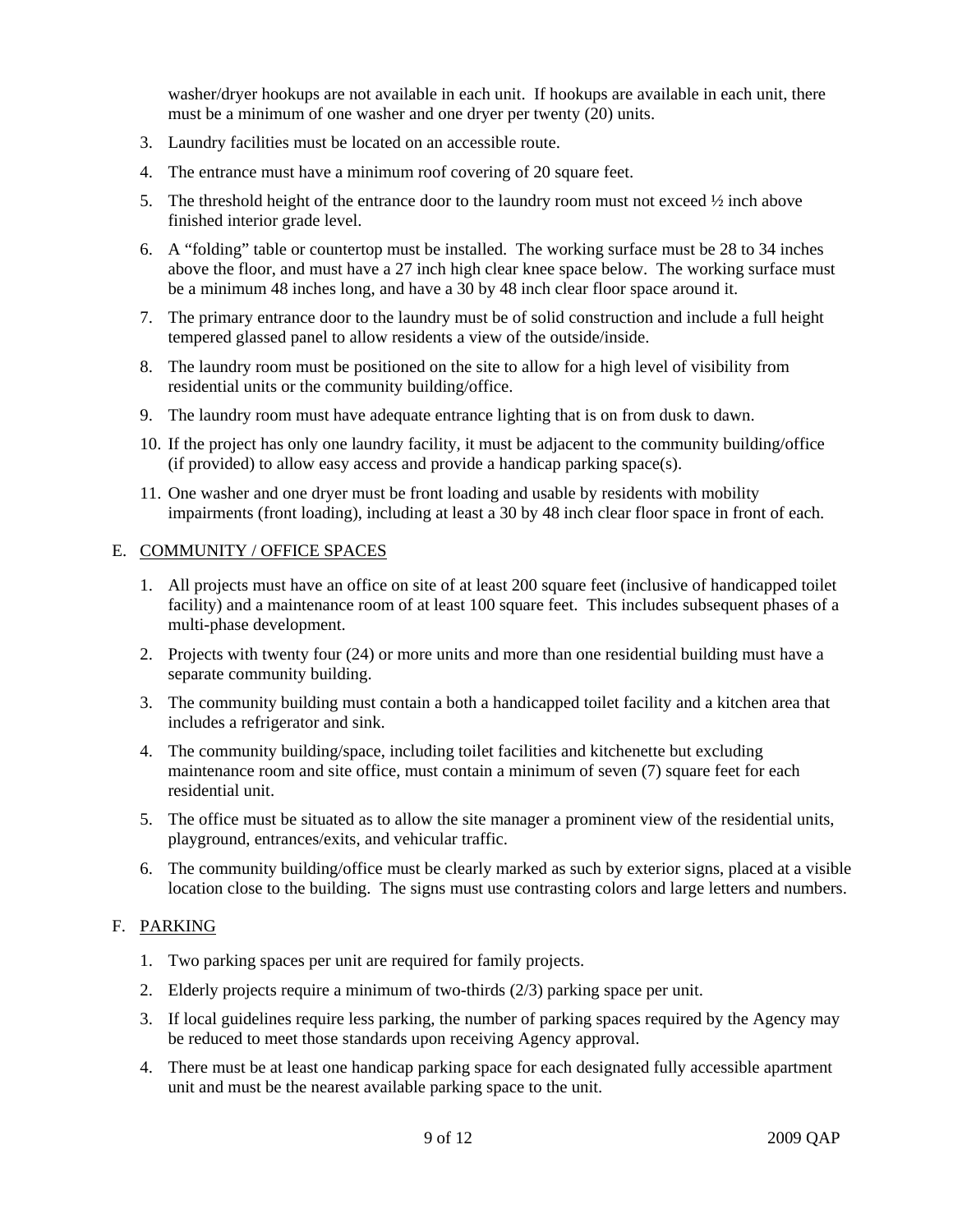washer/dryer hookups are not available in each unit. If hookups are available in each unit, there must be a minimum of one washer and one dryer per twenty (20) units.

3. Laundry facilities must be located on an accessible route.
4. The entrance must have a minimum roof covering of 20 square feet.
5. The threshold height of the entrance door to the laundry room must not exceed ½ inch above finished interior grade level.
6. A "folding" table or countertop must be installed. The working surface must be 28 to 34 inches above the floor, and must have a 27 inch high clear knee space below. The working surface must be a minimum 48 inches long, and have a 30 by 48 inch clear floor space around it.
7. The primary entrance door to the laundry must be of solid construction and include a full height tempered glassed panel to allow residents a view of the outside/inside.
8. The laundry room must be positioned on the site to allow for a high level of visibility from residential units or the community building/office.
9. The laundry room must have adequate entrance lighting that is on from dusk to dawn.
10. If the project has only one laundry facility, it must be adjacent to the community building/office (if provided) to allow easy access and provide a handicap parking space(s).
11. One washer and one dryer must be front loading and usable by residents with mobility impairments (front loading), including at least a 30 by 48 inch clear floor space in front of each.

E. <u>COMMUNITY / OFFICE SPACES</u>

1. All projects must have an office on site of at least 200 square feet (inclusive of handicapped toilet facility) and a maintenance room of at least 100 square feet. This includes subsequent phases of a multi-phase development.
2. Projects with twenty four (24) or more units and more than one residential building must have a separate community building.
3. The community building must contain a both a handicapped toilet facility and a kitchen area that includes a refrigerator and sink.
4. The community building/space, including toilet facilities and kitchenette but excluding maintenance room and site office, must contain a minimum of seven (7) square feet for each residential unit.
5. The office must be situated as to allow the site manager a prominent view of the residential units, playground, entrances/exits, and vehicular traffic.
6. The community building/office must be clearly marked as such by exterior signs, placed at a visible location close to the building. The signs must use contrasting colors and large letters and numbers.

F. <u>PARKING</u>

1. Two parking spaces per unit are required for family projects.
2. Elderly projects require a minimum of two-thirds (2/3) parking space per unit.
3. If local guidelines require less parking, the number of parking spaces required by the Agency may be reduced to meet those standards upon receiving Agency approval.
4. There must be at least one handicap parking space for each designated fully accessible apartment unit and must be the nearest available parking space to the unit.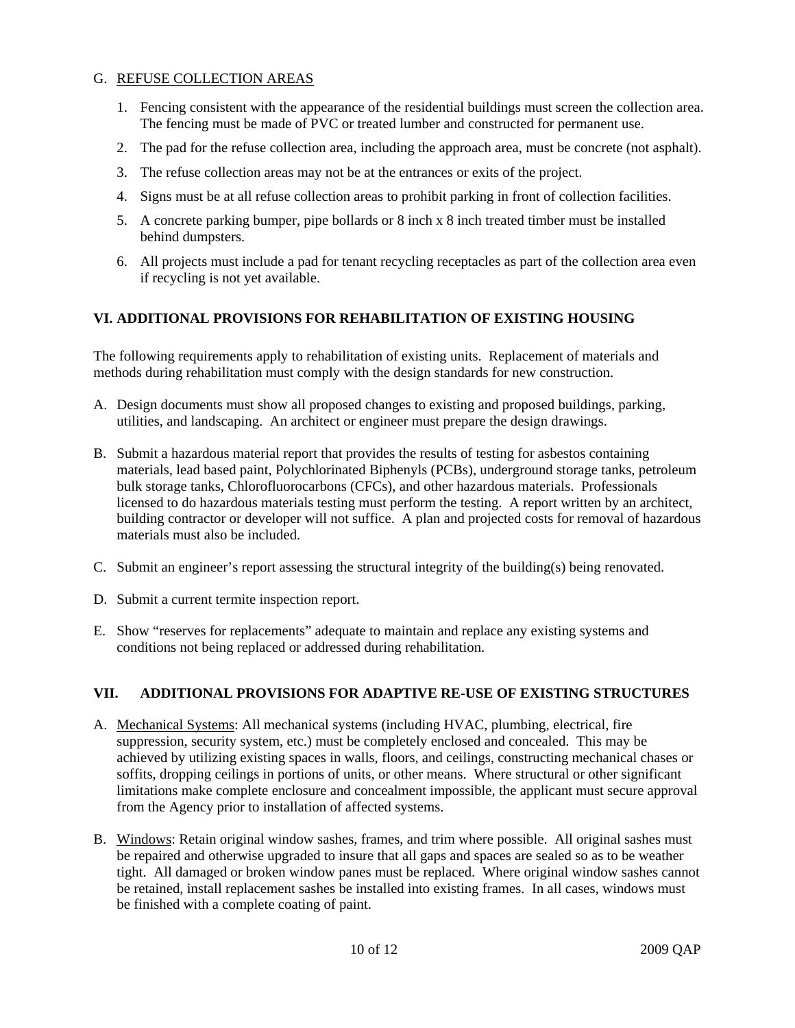G. REFUSE COLLECTION AREAS

1. Fencing consistent with the appearance of the residential buildings must screen the collection area. The fencing must be made of PVC or treated lumber and constructed for permanent use.
2. The pad for the refuse collection area, including the approach area, must be concrete (not asphalt).
3. The refuse collection areas may not be at the entrances or exits of the project.
4. Signs must be at all refuse collection areas to prohibit parking in front of collection facilities.
5. A concrete parking bumper, pipe bollards or 8 inch x 8 inch treated timber must be installed behind dumpsters.
6. All projects must include a pad for tenant recycling receptacles as part of the collection area even if recycling is not yet available.

## VI. ADDITIONAL PROVISIONS FOR REHABILITATION OF EXISTING HOUSING

The following requirements apply to rehabilitation of existing units. Replacement of materials and methods during rehabilitation must comply with the design standards for new construction.

A. Design documents must show all proposed changes to existing and proposed buildings, parking, utilities, and landscaping. An architect or engineer must prepare the design drawings.

B. Submit a hazardous material report that provides the results of testing for asbestos containing materials, lead based paint, Polychlorinated Biphenyls (PCBs), underground storage tanks, petroleum bulk storage tanks, Chlorofluorocarbons (CFCs), and other hazardous materials. Professionals licensed to do hazardous materials testing must perform the testing. A report written by an architect, building contractor or developer will not suffice. A plan and projected costs for removal of hazardous materials must also be included.

C. Submit an engineer's report assessing the structural integrity of the building(s) being renovated.

D. Submit a current termite inspection report.

E. Show "reserves for replacements" adequate to maintain and replace any existing systems and conditions not being replaced or addressed during rehabilitation.

## VII. ADDITIONAL PROVISIONS FOR ADAPTIVE RE-USE OF EXISTING STRUCTURES

A. Mechanical Systems: All mechanical systems (including HVAC, plumbing, electrical, fire suppression, security system, etc.) must be completely enclosed and concealed. This may be achieved by utilizing existing spaces in walls, floors, and ceilings, constructing mechanical chases or soffits, dropping ceilings in portions of units, or other means. Where structural or other significant limitations make complete enclosure and concealment impossible, the applicant must secure approval from the Agency prior to installation of affected systems.

B. Windows: Retain original window sashes, frames, and trim where possible. All original sashes must be repaired and otherwise upgraded to insure that all gaps and spaces are sealed so as to be weather tight. All damaged or broken window panes must be replaced. Where original window sashes cannot be retained, install replacement sashes be installed into existing frames. In all cases, windows must be finished with a complete coating of paint.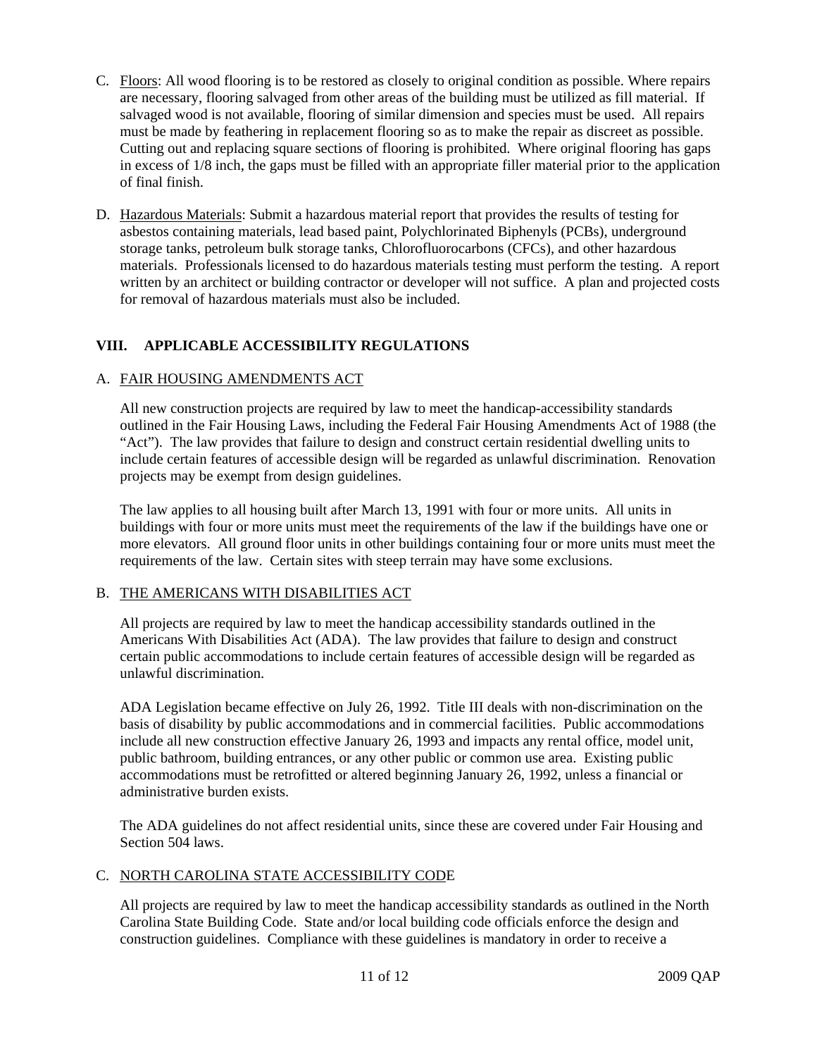C. Floors: All wood flooring is to be restored as closely to original condition as possible. Where repairs are necessary, flooring salvaged from other areas of the building must be utilized as fill material. If salvaged wood is not available, flooring of similar dimension and species must be used. All repairs must be made by feathering in replacement flooring so as to make the repair as discreet as possible. Cutting out and replacing square sections of flooring is prohibited. Where original flooring has gaps in excess of 1/8 inch, the gaps must be filled with an appropriate filler material prior to the application of final finish.

D. Hazardous Materials: Submit a hazardous material report that provides the results of testing for asbestos containing materials, lead based paint, Polychlorinated Biphenyls (PCBs), underground storage tanks, petroleum bulk storage tanks, Chlorofluorocarbons (CFCs), and other hazardous materials. Professionals licensed to do hazardous materials testing must perform the testing. A report written by an architect or building contractor or developer will not suffice. A plan and projected costs for removal of hazardous materials must also be included.

## VIII. APPLICABLE ACCESSIBILITY REGULATIONS

### A. FAIR HOUSING AMENDMENTS ACT

All new construction projects are required by law to meet the handicap-accessibility standards outlined in the Fair Housing Laws, including the Federal Fair Housing Amendments Act of 1988 (the "Act"). The law provides that failure to design and construct certain residential dwelling units to include certain features of accessible design will be regarded as unlawful discrimination. Renovation projects may be exempt from design guidelines.

The law applies to all housing built after March 13, 1991 with four or more units. All units in buildings with four or more units must meet the requirements of the law if the buildings have one or more elevators. All ground floor units in other buildings containing four or more units must meet the requirements of the law. Certain sites with steep terrain may have some exclusions.

### B. THE AMERICANS WITH DISABILITIES ACT

All projects are required by law to meet the handicap accessibility standards outlined in the Americans With Disabilities Act (ADA). The law provides that failure to design and construct certain public accommodations to include certain features of accessible design will be regarded as unlawful discrimination.

ADA Legislation became effective on July 26, 1992. Title III deals with non-discrimination on the basis of disability by public accommodations and in commercial facilities. Public accommodations include all new construction effective January 26, 1993 and impacts any rental office, model unit, public bathroom, building entrances, or any other public or common use area. Existing public accommodations must be retrofitted or altered beginning January 26, 1992, unless a financial or administrative burden exists.

The ADA guidelines do not affect residential units, since these are covered under Fair Housing and Section 504 laws.

### C. NORTH CAROLINA STATE ACCESSIBILITY CODE

All projects are required by law to meet the handicap accessibility standards as outlined in the North Carolina State Building Code. State and/or local building code officials enforce the design and construction guidelines. Compliance with these guidelines is mandatory in order to receive a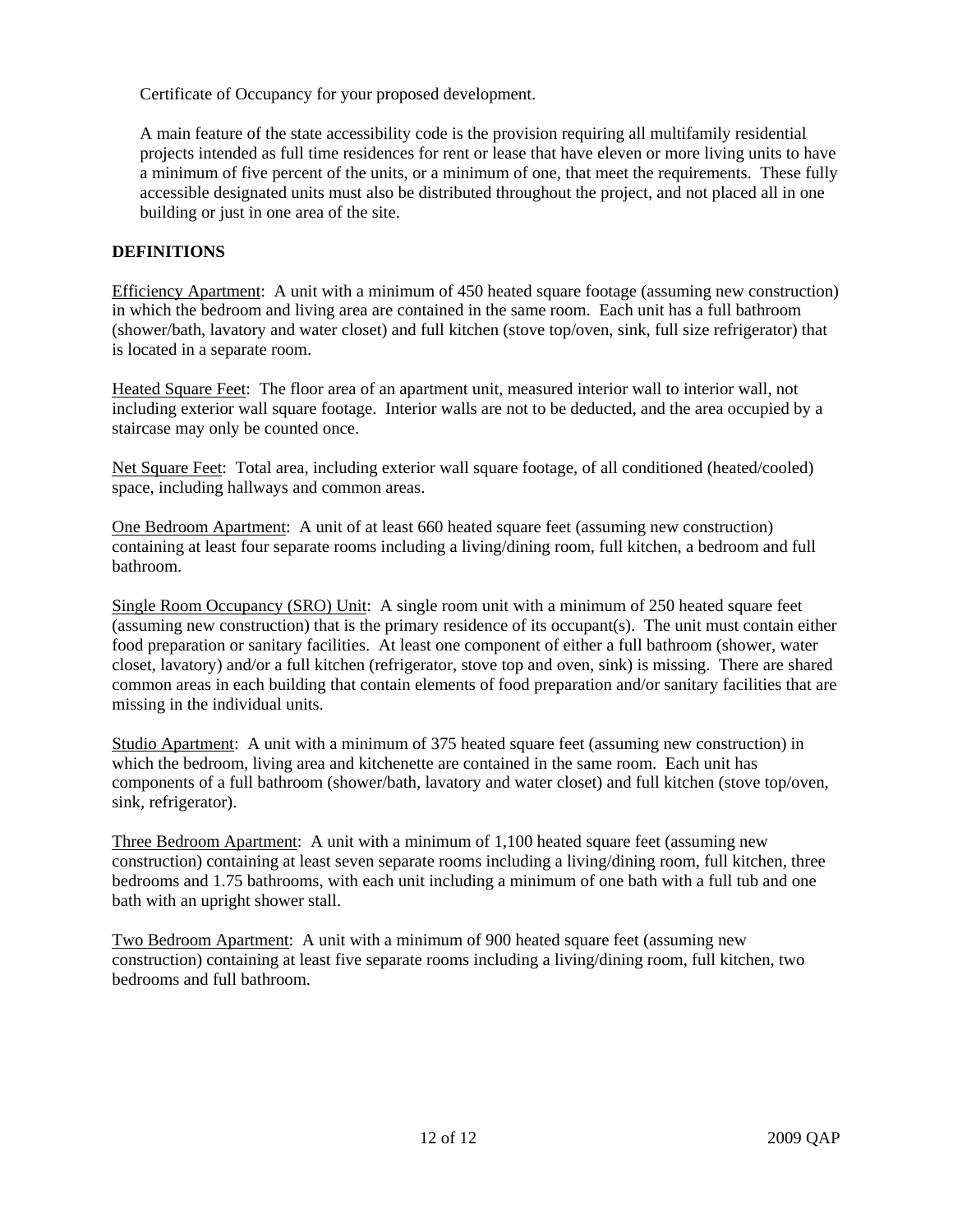Certificate of Occupancy for your proposed development.

A main feature of the state accessibility code is the provision requiring all multifamily residential projects intended as full time residences for rent or lease that have eleven or more living units to have a minimum of five percent of the units, or a minimum of one, that meet the requirements. These fully accessible designated units must also be distributed throughout the project, and not placed all in one building or just in one area of the site.

**DEFINITIONS**

Efficiency Apartment: A unit with a minimum of 450 heated square footage (assuming new construction) in which the bedroom and living area are contained in the same room. Each unit has a full bathroom (shower/bath, lavatory and water closet) and full kitchen (stove top/oven, sink, full size refrigerator) that is located in a separate room.

Heated Square Feet: The floor area of an apartment unit, measured interior wall to interior wall, not including exterior wall square footage. Interior walls are not to be deducted, and the area occupied by a staircase may only be counted once.

Net Square Feet: Total area, including exterior wall square footage, of all conditioned (heated/cooled) space, including hallways and common areas.

One Bedroom Apartment: A unit of at least 660 heated square feet (assuming new construction) containing at least four separate rooms including a living/dining room, full kitchen, a bedroom and full bathroom.

Single Room Occupancy (SRO) Unit: A single room unit with a minimum of 250 heated square feet (assuming new construction) that is the primary residence of its occupant(s). The unit must contain either food preparation or sanitary facilities. At least one component of either a full bathroom (shower, water closet, lavatory) and/or a full kitchen (refrigerator, stove top and oven, sink) is missing. There are shared common areas in each building that contain elements of food preparation and/or sanitary facilities that are missing in the individual units.

Studio Apartment: A unit with a minimum of 375 heated square feet (assuming new construction) in which the bedroom, living area and kitchenette are contained in the same room. Each unit has components of a full bathroom (shower/bath, lavatory and water closet) and full kitchen (stove top/oven, sink, refrigerator).

Three Bedroom Apartment: A unit with a minimum of 1,100 heated square feet (assuming new construction) containing at least seven separate rooms including a living/dining room, full kitchen, three bedrooms and 1.75 bathrooms, with each unit including a minimum of one bath with a full tub and one bath with an upright shower stall.

Two Bedroom Apartment: A unit with a minimum of 900 heated square feet (assuming new construction) containing at least five separate rooms including a living/dining room, full kitchen, two bedrooms and full bathroom.